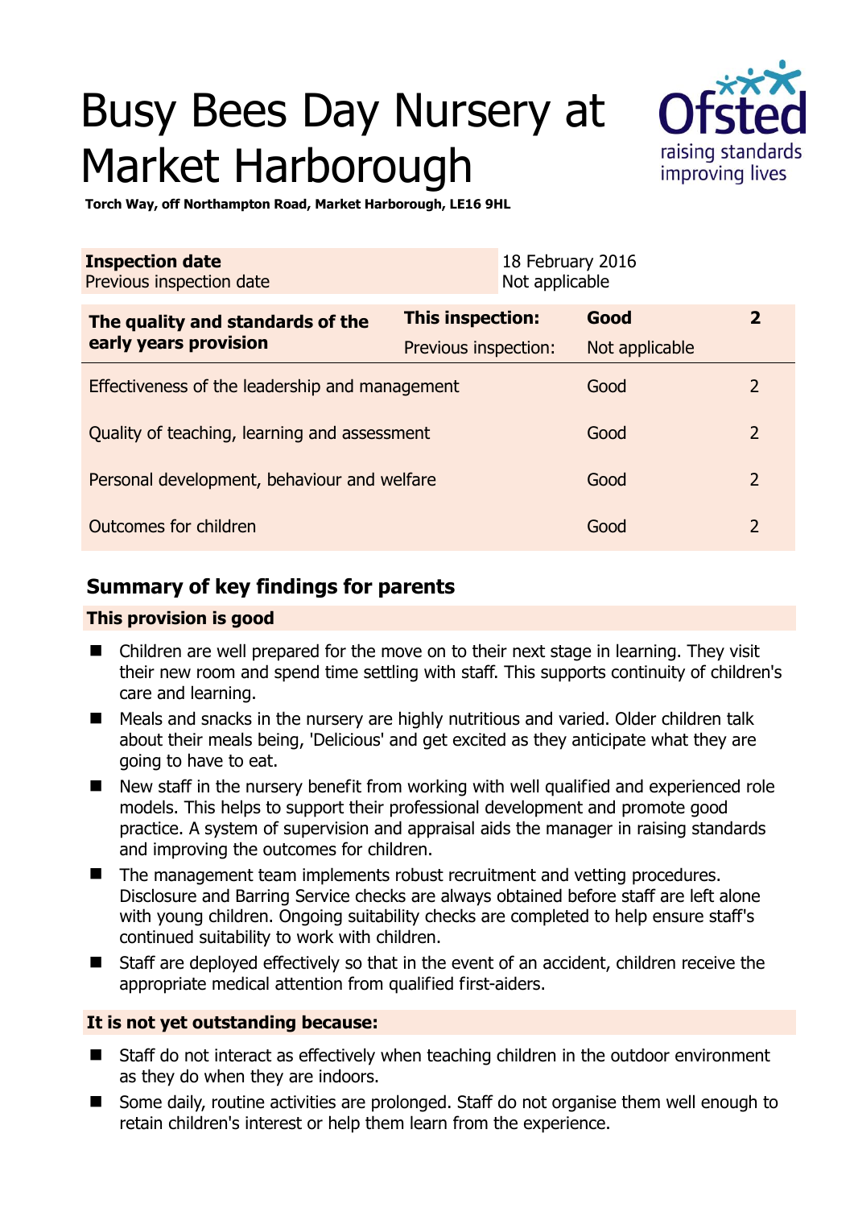# Busy Bees Day Nursery at Market Harborough

**Torch Way, off Northampton Road, Market Harborough, LE16 9HL**

| **Inspection date** | 18 February 2016 |
|---|---|
| Previous inspection date | Not applicable |

| **The quality and standards of the early years provision** | **This inspection:** | **Good** | **2** |
|---|---|---|---|
| | Previous inspection: | Not applicable | |
| Effectiveness of the leadership and management | | Good | 2 |
| Quality of teaching, learning and assessment | | Good | 2 |
| Personal development, behaviour and welfare | | Good | 2 |
| Outcomes for children | | Good | 2 |

## Summary of key findings for parents

**This provision is good**

- Children are well prepared for the move on to their next stage in learning. They visit their new room and spend time settling with staff. This supports continuity of children's care and learning.
- Meals and snacks in the nursery are highly nutritious and varied. Older children talk about their meals being, 'Delicious' and get excited as they anticipate what they are going to have to eat.
- New staff in the nursery benefit from working with well qualified and experienced role models. This helps to support their professional development and promote good practice. A system of supervision and appraisal aids the manager in raising standards and improving the outcomes for children.
- The management team implements robust recruitment and vetting procedures. Disclosure and Barring Service checks are always obtained before staff are left alone with young children. Ongoing suitability checks are completed to help ensure staff's continued suitability to work with children.
- Staff are deployed effectively so that in the event of an accident, children receive the appropriate medical attention from qualified first-aiders.

**It is not yet outstanding because:**

- Staff do not interact as effectively when teaching children in the outdoor environment as they do when they are indoors.
- Some daily, routine activities are prolonged. Staff do not organise them well enough to retain children's interest or help them learn from the experience.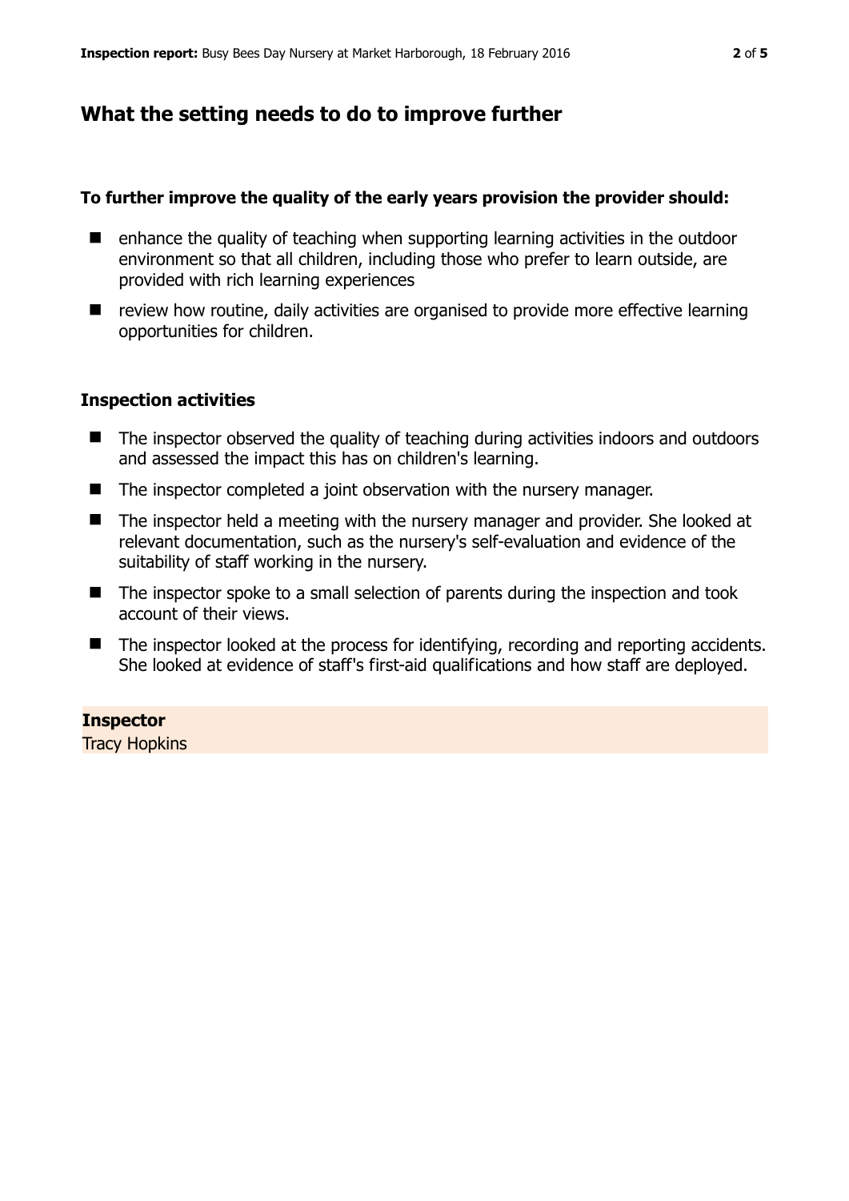## What the setting needs to do to improve further

**To further improve the quality of the early years provision the provider should:**

- enhance the quality of teaching when supporting learning activities in the outdoor environment so that all children, including those who prefer to learn outside, are provided with rich learning experiences
- review how routine, daily activities are organised to provide more effective learning opportunities for children.

### Inspection activities

- The inspector observed the quality of teaching during activities indoors and outdoors and assessed the impact this has on children's learning.
- The inspector completed a joint observation with the nursery manager.
- The inspector held a meeting with the nursery manager and provider. She looked at relevant documentation, such as the nursery's self-evaluation and evidence of the suitability of staff working in the nursery.
- The inspector spoke to a small selection of parents during the inspection and took account of their views.
- The inspector looked at the process for identifying, recording and reporting accidents. She looked at evidence of staff's first-aid qualifications and how staff are deployed.

**Inspector**
Tracy Hopkins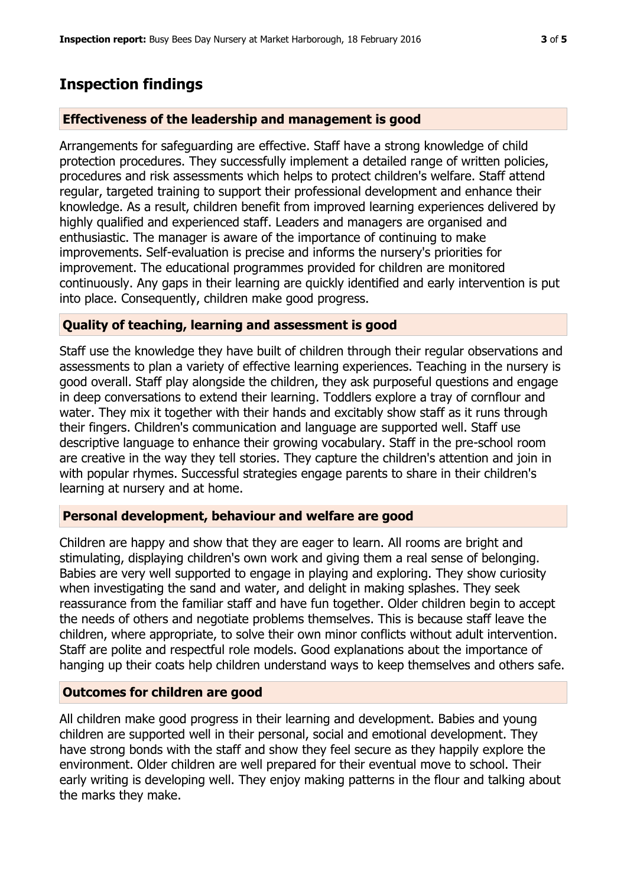## Inspection findings

### Effectiveness of the leadership and management is good

Arrangements for safeguarding are effective. Staff have a strong knowledge of child protection procedures. They successfully implement a detailed range of written policies, procedures and risk assessments which helps to protect children's welfare. Staff attend regular, targeted training to support their professional development and enhance their knowledge. As a result, children benefit from improved learning experiences delivered by highly qualified and experienced staff. Leaders and managers are organised and enthusiastic. The manager is aware of the importance of continuing to make improvements. Self-evaluation is precise and informs the nursery's priorities for improvement. The educational programmes provided for children are monitored continuously. Any gaps in their learning are quickly identified and early intervention is put into place. Consequently, children make good progress.

### Quality of teaching, learning and assessment is good

Staff use the knowledge they have built of children through their regular observations and assessments to plan a variety of effective learning experiences. Teaching in the nursery is good overall. Staff play alongside the children, they ask purposeful questions and engage in deep conversations to extend their learning. Toddlers explore a tray of cornflour and water. They mix it together with their hands and excitably show staff as it runs through their fingers. Children's communication and language are supported well. Staff use descriptive language to enhance their growing vocabulary. Staff in the pre-school room are creative in the way they tell stories. They capture the children's attention and join in with popular rhymes. Successful strategies engage parents to share in their children's learning at nursery and at home.

### Personal development, behaviour and welfare are good

Children are happy and show that they are eager to learn. All rooms are bright and stimulating, displaying children's own work and giving them a real sense of belonging. Babies are very well supported to engage in playing and exploring. They show curiosity when investigating the sand and water, and delight in making splashes. They seek reassurance from the familiar staff and have fun together. Older children begin to accept the needs of others and negotiate problems themselves. This is because staff leave the children, where appropriate, to solve their own minor conflicts without adult intervention. Staff are polite and respectful role models. Good explanations about the importance of hanging up their coats help children understand ways to keep themselves and others safe.

### Outcomes for children are good

All children make good progress in their learning and development. Babies and young children are supported well in their personal, social and emotional development. They have strong bonds with the staff and show they feel secure as they happily explore the environment. Older children are well prepared for their eventual move to school. Their early writing is developing well. They enjoy making patterns in the flour and talking about the marks they make.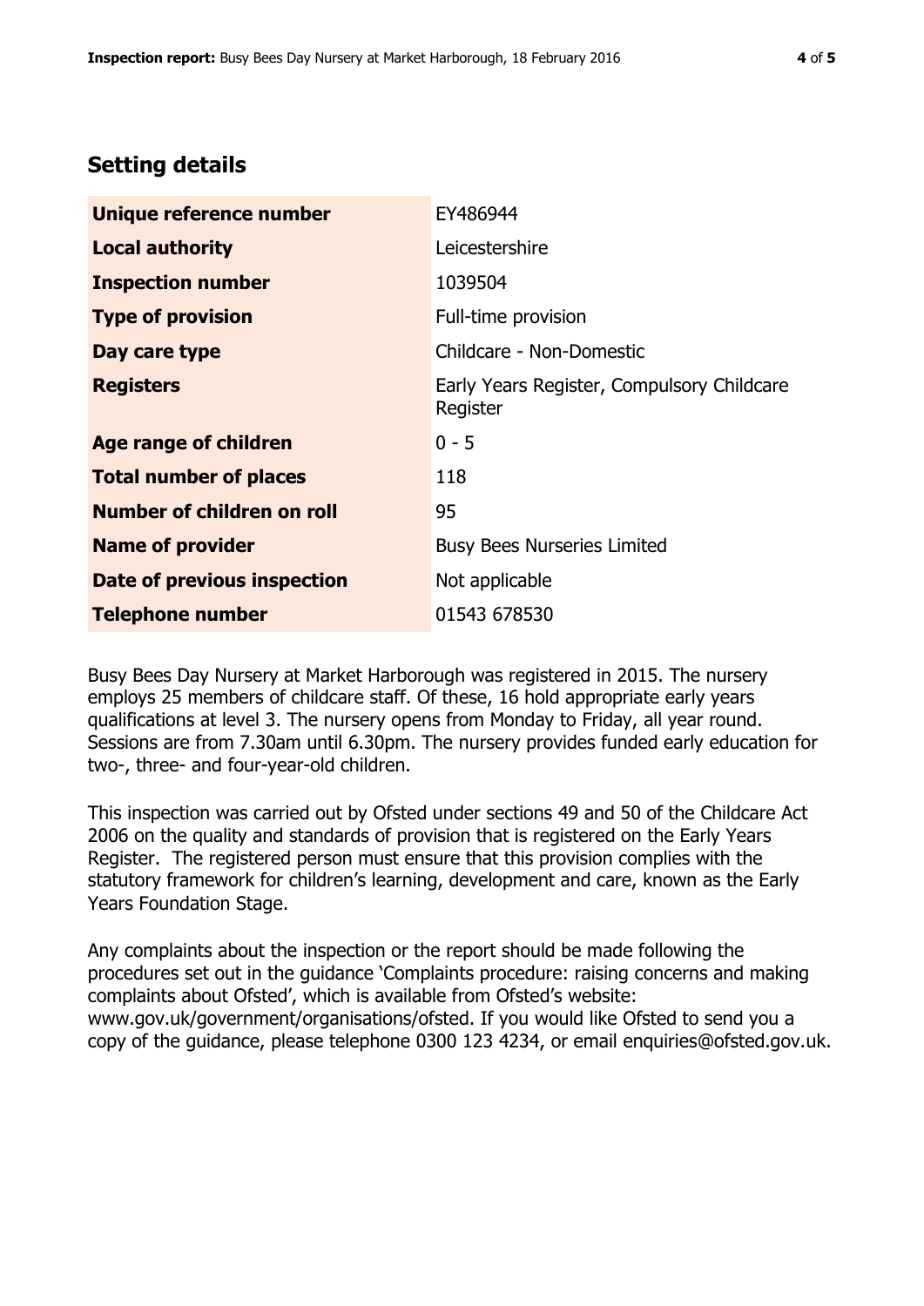## Setting details

| | |
|---|---|
| **Unique reference number** | EY486944 |
| **Local authority** | Leicestershire |
| **Inspection number** | 1039504 |
| **Type of provision** | Full-time provision |
| **Day care type** | Childcare - Non-Domestic |
| **Registers** | Early Years Register, Compulsory Childcare Register |
| **Age range of children** | 0 - 5 |
| **Total number of places** | 118 |
| **Number of children on roll** | 95 |
| **Name of provider** | Busy Bees Nurseries Limited |
| **Date of previous inspection** | Not applicable |
| **Telephone number** | 01543 678530 |

Busy Bees Day Nursery at Market Harborough was registered in 2015. The nursery employs 25 members of childcare staff. Of these, 16 hold appropriate early years qualifications at level 3. The nursery opens from Monday to Friday, all year round. Sessions are from 7.30am until 6.30pm. The nursery provides funded early education for two-, three- and four-year-old children.

This inspection was carried out by Ofsted under sections 49 and 50 of the Childcare Act 2006 on the quality and standards of provision that is registered on the Early Years Register. The registered person must ensure that this provision complies with the statutory framework for children's learning, development and care, known as the Early Years Foundation Stage.

Any complaints about the inspection or the report should be made following the procedures set out in the guidance 'Complaints procedure: raising concerns and making complaints about Ofsted', which is available from Ofsted's website: www.gov.uk/government/organisations/ofsted. If you would like Ofsted to send you a copy of the guidance, please telephone 0300 123 4234, or email enquiries@ofsted.gov.uk.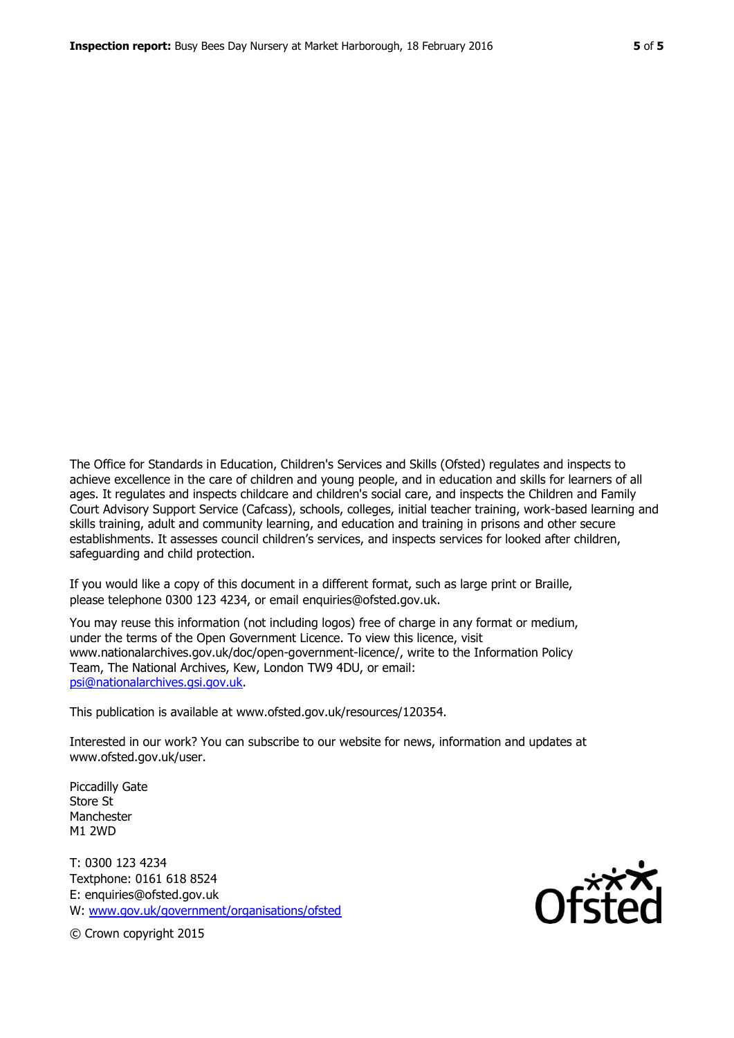The Office for Standards in Education, Children's Services and Skills (Ofsted) regulates and inspects to achieve excellence in the care of children and young people, and in education and skills for learners of all ages. It regulates and inspects childcare and children's social care, and inspects the Children and Family Court Advisory Support Service (Cafcass), schools, colleges, initial teacher training, work-based learning and skills training, adult and community learning, and education and training in prisons and other secure establishments. It assesses council children's services, and inspects services for looked after children, safeguarding and child protection.

If you would like a copy of this document in a different format, such as large print or Braille, please telephone 0300 123 4234, or email enquiries@ofsted.gov.uk.

You may reuse this information (not including logos) free of charge in any format or medium, under the terms of the Open Government Licence. To view this licence, visit www.nationalarchives.gov.uk/doc/open-government-licence/, write to the Information Policy Team, The National Archives, Kew, London TW9 4DU, or email: psi@nationalarchives.gsi.gov.uk.

This publication is available at www.ofsted.gov.uk/resources/120354.

Interested in our work? You can subscribe to our website for news, information and updates at www.ofsted.gov.uk/user.

Piccadilly Gate
Store St
Manchester
M1 2WD

T: 0300 123 4234
Textphone: 0161 618 8524
E: enquiries@ofsted.gov.uk
W: www.gov.uk/government/organisations/ofsted

© Crown copyright 2015